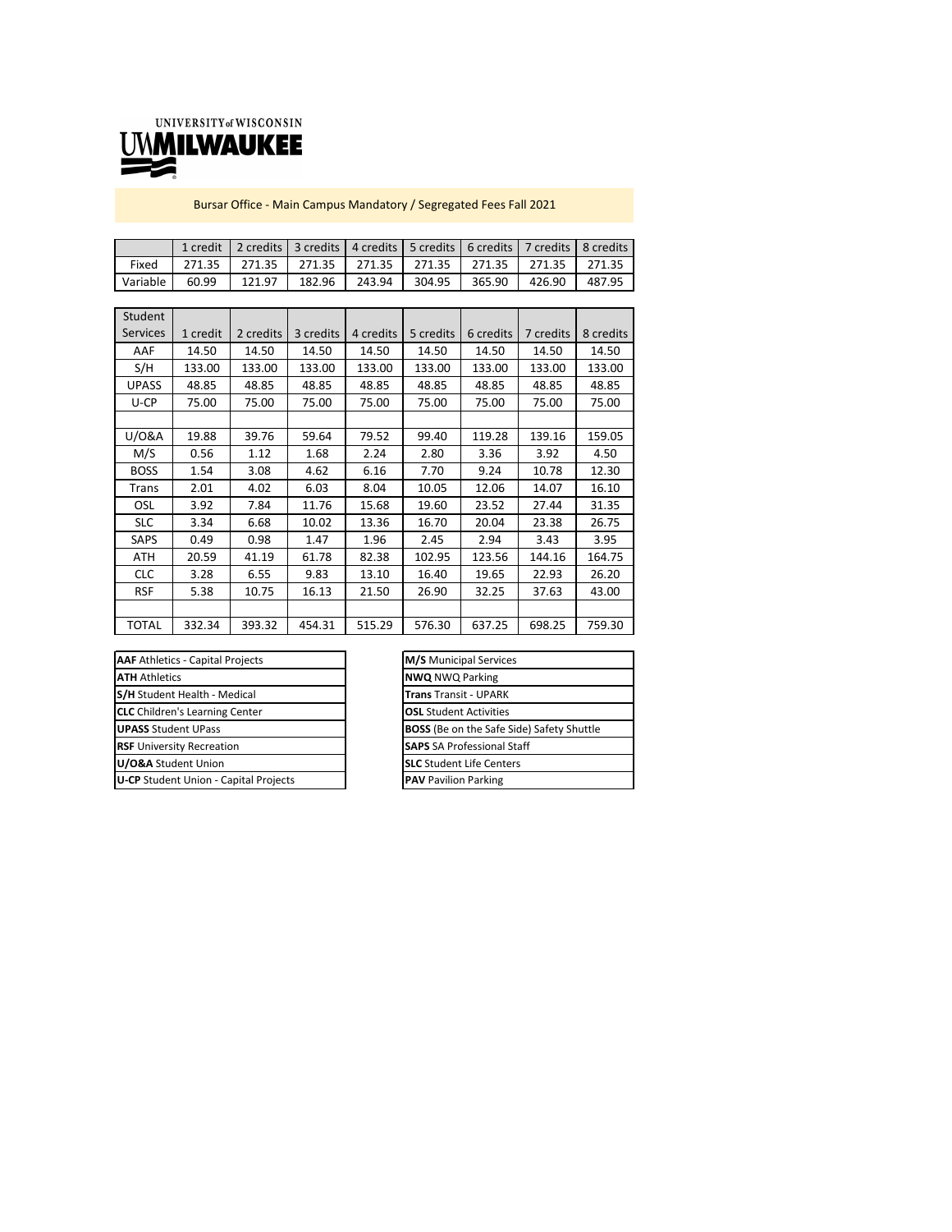UNIVERSITY of WISCONSIN
UWMILWAUKEE

Bursar Office - Main Campus Mandatory / Segregated Fees Fall 2021

| | 1 credit | 2 credits | 3 credits | 4 credits | 5 credits | 6 credits | 7 credits | 8 credits |
|---|---|---|---|---|---|---|---|---|
| Fixed | 271.35 | 271.35 | 271.35 | 271.35 | 271.35 | 271.35 | 271.35 | 271.35 |
| Variable | 60.99 | 121.97 | 182.96 | 243.94 | 304.95 | 365.90 | 426.90 | 487.95 |

| Student Services | 1 credit | 2 credits | 3 credits | 4 credits | 5 credits | 6 credits | 7 credits | 8 credits |
|---|---|---|---|---|---|---|---|---|
| AAF | 14.50 | 14.50 | 14.50 | 14.50 | 14.50 | 14.50 | 14.50 | 14.50 |
| S/H | 133.00 | 133.00 | 133.00 | 133.00 | 133.00 | 133.00 | 133.00 | 133.00 |
| UPASS | 48.85 | 48.85 | 48.85 | 48.85 | 48.85 | 48.85 | 48.85 | 48.85 |
| U-CP | 75.00 | 75.00 | 75.00 | 75.00 | 75.00 | 75.00 | 75.00 | 75.00 |
| | | | | | | | | |
| U/O&A | 19.88 | 39.76 | 59.64 | 79.52 | 99.40 | 119.28 | 139.16 | 159.05 |
| M/S | 0.56 | 1.12 | 1.68 | 2.24 | 2.80 | 3.36 | 3.92 | 4.50 |
| BOSS | 1.54 | 3.08 | 4.62 | 6.16 | 7.70 | 9.24 | 10.78 | 12.30 |
| Trans | 2.01 | 4.02 | 6.03 | 8.04 | 10.05 | 12.06 | 14.07 | 16.10 |
| OSL | 3.92 | 7.84 | 11.76 | 15.68 | 19.60 | 23.52 | 27.44 | 31.35 |
| SLC | 3.34 | 6.68 | 10.02 | 13.36 | 16.70 | 20.04 | 23.38 | 26.75 |
| SAPS | 0.49 | 0.98 | 1.47 | 1.96 | 2.45 | 2.94 | 3.43 | 3.95 |
| ATH | 20.59 | 41.19 | 61.78 | 82.38 | 102.95 | 123.56 | 144.16 | 164.75 |
| CLC | 3.28 | 6.55 | 9.83 | 13.10 | 16.40 | 19.65 | 22.93 | 26.20 |
| RSF | 5.38 | 10.75 | 16.13 | 21.50 | 26.90 | 32.25 | 37.63 | 43.00 |
| | | | | | | | | |
| TOTAL | 332.34 | 393.32 | 454.31 | 515.29 | 576.30 | 637.25 | 698.25 | 759.30 |

| |
|---|
| **AAF** Athletics - Capital Projects |
| **ATH** Athletics |
| **S/H** Student Health - Medical |
| **CLC** Children's Learning Center |
| **UPASS** Student UPass |
| **RSF** University Recreation |
| **U/O&A** Student Union |
| **U-CP** Student Union - Capital Projects |

| |
|---|
| **M/S** Municipal Services |
| **NWQ** NWQ Parking |
| **Trans** Transit - UPARK |
| **OSL** Student Activities |
| **BOSS** (Be on the Safe Side) Safety Shuttle |
| **SAPS** SA Professional Staff |
| **SLC** Student Life Centers |
| **PAV** Pavilion Parking |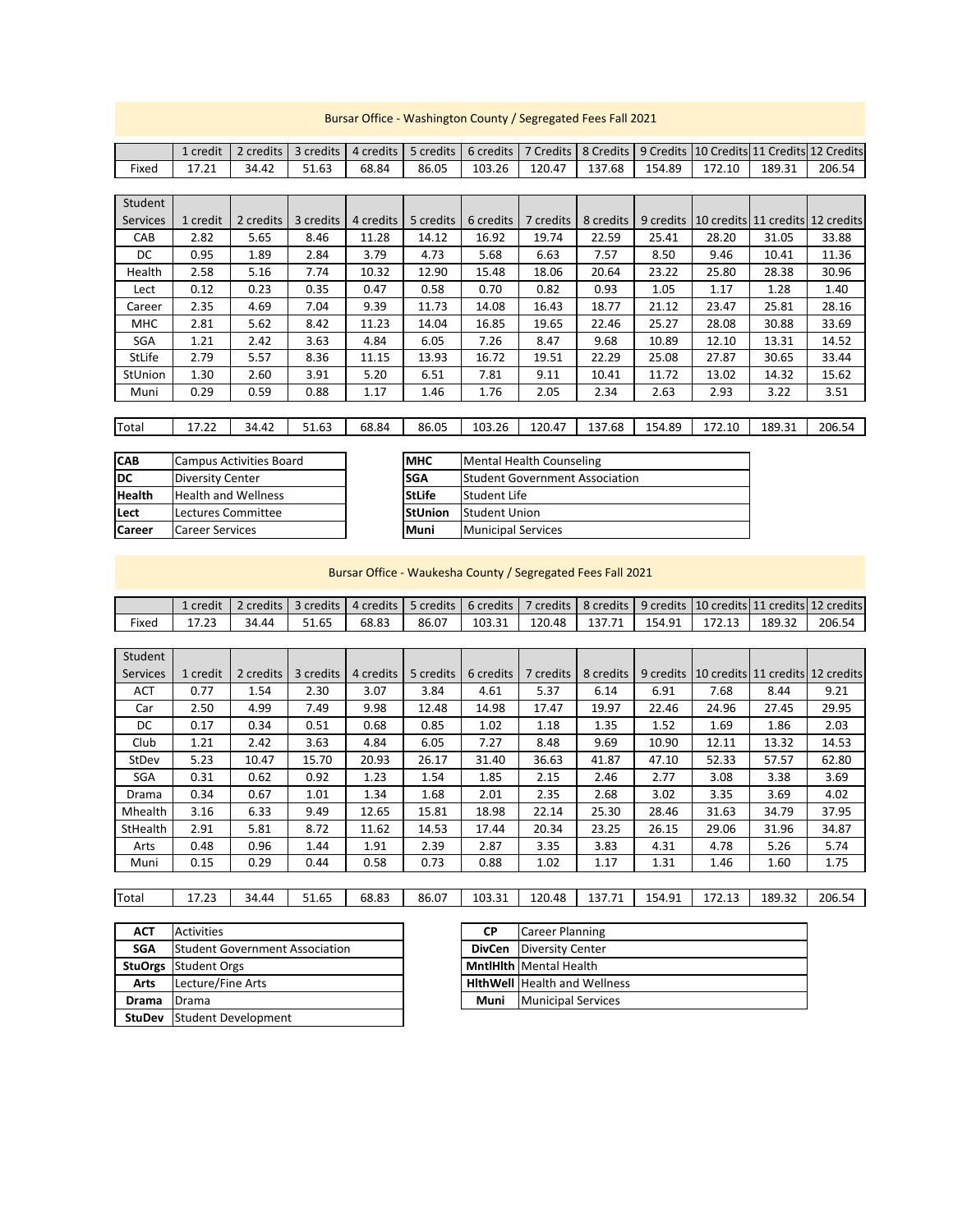## Bursar Office - Washington County / Segregated Fees Fall 2021

| | 1 credit | 2 credits | 3 credits | 4 credits | 5 credits | 6 credits | 7 Credits | 8 Credits | 9 Credits | 10 Credits | 11 Credits | 12 Credits |
|---|---|---|---|---|---|---|---|---|---|---|---|---|
| Fixed | 17.21 | 34.42 | 51.63 | 68.84 | 86.05 | 103.26 | 120.47 | 137.68 | 154.89 | 172.10 | 189.31 | 206.54 |

| Student Services | 1 credit | 2 credits | 3 credits | 4 credits | 5 credits | 6 credits | 7 credits | 8 credits | 9 credits | 10 credits | 11 credits | 12 credits |
|---|---|---|---|---|---|---|---|---|---|---|---|---|
| CAB | 2.82 | 5.65 | 8.46 | 11.28 | 14.12 | 16.92 | 19.74 | 22.59 | 25.41 | 28.20 | 31.05 | 33.88 |
| DC | 0.95 | 1.89 | 2.84 | 3.79 | 4.73 | 5.68 | 6.63 | 7.57 | 8.50 | 9.46 | 10.41 | 11.36 |
| Health | 2.58 | 5.16 | 7.74 | 10.32 | 12.90 | 15.48 | 18.06 | 20.64 | 23.22 | 25.80 | 28.38 | 30.96 |
| Lect | 0.12 | 0.23 | 0.35 | 0.47 | 0.58 | 0.70 | 0.82 | 0.93 | 1.05 | 1.17 | 1.28 | 1.40 |
| Career | 2.35 | 4.69 | 7.04 | 9.39 | 11.73 | 14.08 | 16.43 | 18.77 | 21.12 | 23.47 | 25.81 | 28.16 |
| MHC | 2.81 | 5.62 | 8.42 | 11.23 | 14.04 | 16.85 | 19.65 | 22.46 | 25.27 | 28.08 | 30.88 | 33.69 |
| SGA | 1.21 | 2.42 | 3.63 | 4.84 | 6.05 | 7.26 | 8.47 | 9.68 | 10.89 | 12.10 | 13.31 | 14.52 |
| StLife | 2.79 | 5.57 | 8.36 | 11.15 | 13.93 | 16.72 | 19.51 | 22.29 | 25.08 | 27.87 | 30.65 | 33.44 |
| StUnion | 1.30 | 2.60 | 3.91 | 5.20 | 6.51 | 7.81 | 9.11 | 10.41 | 11.72 | 13.02 | 14.32 | 15.62 |
| Muni | 0.29 | 0.59 | 0.88 | 1.17 | 1.46 | 1.76 | 2.05 | 2.34 | 2.63 | 2.93 | 3.22 | 3.51 |
| Total | 17.22 | 34.42 | 51.63 | 68.84 | 86.05 | 103.26 | 120.47 | 137.68 | 154.89 | 172.10 | 189.31 | 206.54 |

| | |
|---|---|
| **CAB** | Campus Activities Board |
| **DC** | Diversity Center |
| **Health** | Health and Wellness |
| **Lect** | Lectures Committee |
| **Career** | Career Services |

| | |
|---|---|
| **MHC** | Mental Health Counseling |
| **SGA** | Student Government Association |
| **StLife** | Student Life |
| **StUnion** | Student Union |
| **Muni** | Municipal Services |

## Bursar Office - Waukesha County / Segregated Fees Fall 2021

| | 1 credit | 2 credits | 3 credits | 4 credits | 5 credits | 6 credits | 7 credits | 8 credits | 9 credits | 10 credits | 11 credits | 12 credits |
|---|---|---|---|---|---|---|---|---|---|---|---|---|
| Fixed | 17.23 | 34.44 | 51.65 | 68.83 | 86.07 | 103.31 | 120.48 | 137.71 | 154.91 | 172.13 | 189.32 | 206.54 |

| Student Services | 1 credit | 2 credits | 3 credits | 4 credits | 5 credits | 6 credits | 7 credits | 8 credits | 9 credits | 10 credits | 11 credits | 12 credits |
|---|---|---|---|---|---|---|---|---|---|---|---|---|
| ACT | 0.77 | 1.54 | 2.30 | 3.07 | 3.84 | 4.61 | 5.37 | 6.14 | 6.91 | 7.68 | 8.44 | 9.21 |
| Car | 2.50 | 4.99 | 7.49 | 9.98 | 12.48 | 14.98 | 17.47 | 19.97 | 22.46 | 24.96 | 27.45 | 29.95 |
| DC | 0.17 | 0.34 | 0.51 | 0.68 | 0.85 | 1.02 | 1.18 | 1.35 | 1.52 | 1.69 | 1.86 | 2.03 |
| Club | 1.21 | 2.42 | 3.63 | 4.84 | 6.05 | 7.27 | 8.48 | 9.69 | 10.90 | 12.11 | 13.32 | 14.53 |
| StDev | 5.23 | 10.47 | 15.70 | 20.93 | 26.17 | 31.40 | 36.63 | 41.87 | 47.10 | 52.33 | 57.57 | 62.80 |
| SGA | 0.31 | 0.62 | 0.92 | 1.23 | 1.54 | 1.85 | 2.15 | 2.46 | 2.77 | 3.08 | 3.38 | 3.69 |
| Drama | 0.34 | 0.67 | 1.01 | 1.34 | 1.68 | 2.01 | 2.35 | 2.68 | 3.02 | 3.35 | 3.69 | 4.02 |
| Mhealth | 3.16 | 6.33 | 9.49 | 12.65 | 15.81 | 18.98 | 22.14 | 25.30 | 28.46 | 31.63 | 34.79 | 37.95 |
| StHealth | 2.91 | 5.81 | 8.72 | 11.62 | 14.53 | 17.44 | 20.34 | 23.25 | 26.15 | 29.06 | 31.96 | 34.87 |
| Arts | 0.48 | 0.96 | 1.44 | 1.91 | 2.39 | 2.87 | 3.35 | 3.83 | 4.31 | 4.78 | 5.26 | 5.74 |
| Muni | 0.15 | 0.29 | 0.44 | 0.58 | 0.73 | 0.88 | 1.02 | 1.17 | 1.31 | 1.46 | 1.60 | 1.75 |
| Total | 17.23 | 34.44 | 51.65 | 68.83 | 86.07 | 103.31 | 120.48 | 137.71 | 154.91 | 172.13 | 189.32 | 206.54 |

| | |
|---|---|
| **ACT** | Activities |
| **SGA** | Student Government Association |
| **StuOrgs** | Student Orgs |
| **Arts** | Lecture/Fine Arts |
| **Drama** | Drama |
| **StuDev** | Student Development |

| | |
|---|---|
| **CP** | Career Planning |
| **DivCen** | Diversity Center |
| **MntlHlth** | Mental Health |
| **HlthWell** | Health and Wellness |
| **Muni** | Municipal Services |